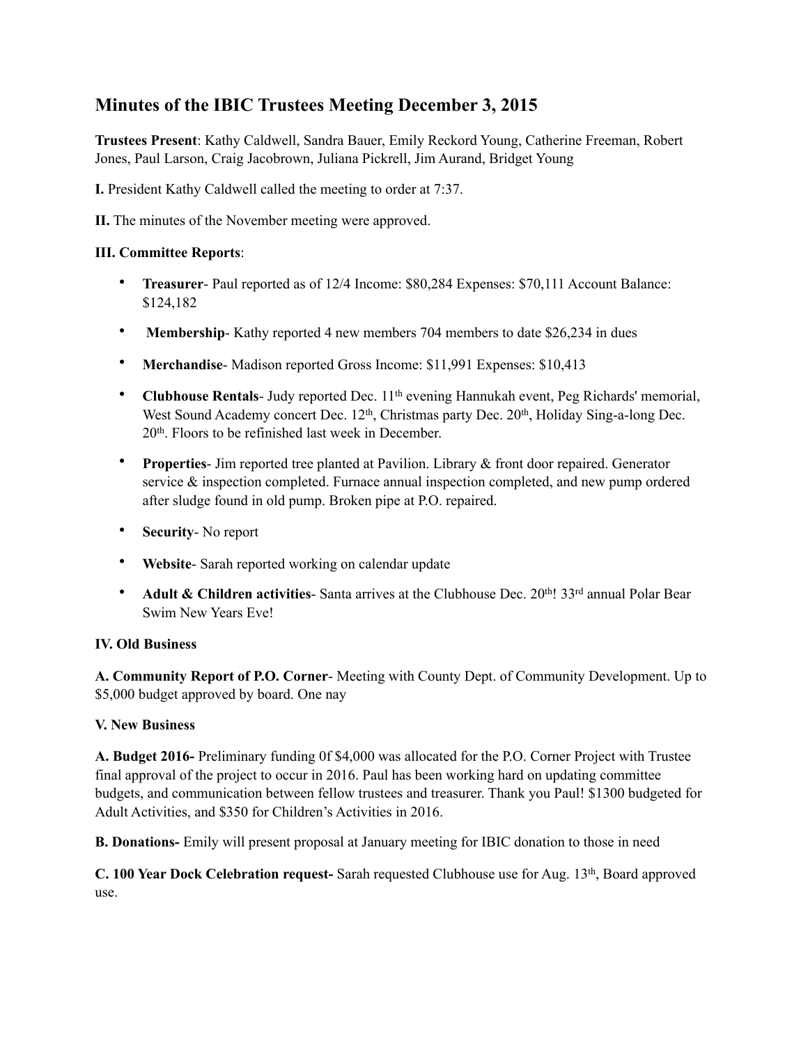# Minutes of the IBIC Trustees Meeting December 3, 2015

**Trustees Present**: Kathy Caldwell, Sandra Bauer, Emily Reckord Young, Catherine Freeman, Robert Jones, Paul Larson, Craig Jacobrown, Juliana Pickrell, Jim Aurand, Bridget Young

**I.** President Kathy Caldwell called the meeting to order at 7:37.

**II.** The minutes of the November meeting were approved.

**III. Committee Reports**:

- **Treasurer**- Paul reported as of 12/4 Income: $80,284 Expenses: $70,111 Account Balance: $124,182
- **Membership**- Kathy reported 4 new members 704 members to date $26,234 in dues
- **Merchandise**- Madison reported Gross Income: $11,991 Expenses: $10,413
- **Clubhouse Rentals**- Judy reported Dec. 11th evening Hannukah event, Peg Richards' memorial, West Sound Academy concert Dec. 12th, Christmas party Dec. 20th, Holiday Sing-a-long Dec. 20th. Floors to be refinished last week in December.
- **Properties**- Jim reported tree planted at Pavilion. Library & front door repaired. Generator service & inspection completed. Furnace annual inspection completed, and new pump ordered after sludge found in old pump. Broken pipe at P.O. repaired.
- **Security**- No report
- **Website**- Sarah reported working on calendar update
- **Adult & Children activities**- Santa arrives at the Clubhouse Dec. 20th! 33rd annual Polar Bear Swim New Years Eve!

**IV. Old Business**

**A. Community Report of P.O. Corner**- Meeting with County Dept. of Community Development. Up to $5,000 budget approved by board. One nay

**V. New Business**

**A. Budget 2016-** Preliminary funding 0f $4,000 was allocated for the P.O. Corner Project with Trustee final approval of the project to occur in 2016. Paul has been working hard on updating committee budgets, and communication between fellow trustees and treasurer. Thank you Paul! $1300 budgeted for Adult Activities, and $350 for Children's Activities in 2016.

**B. Donations-** Emily will present proposal at January meeting for IBIC donation to those in need

**C. 100 Year Dock Celebration request-** Sarah requested Clubhouse use for Aug. 13th, Board approved use.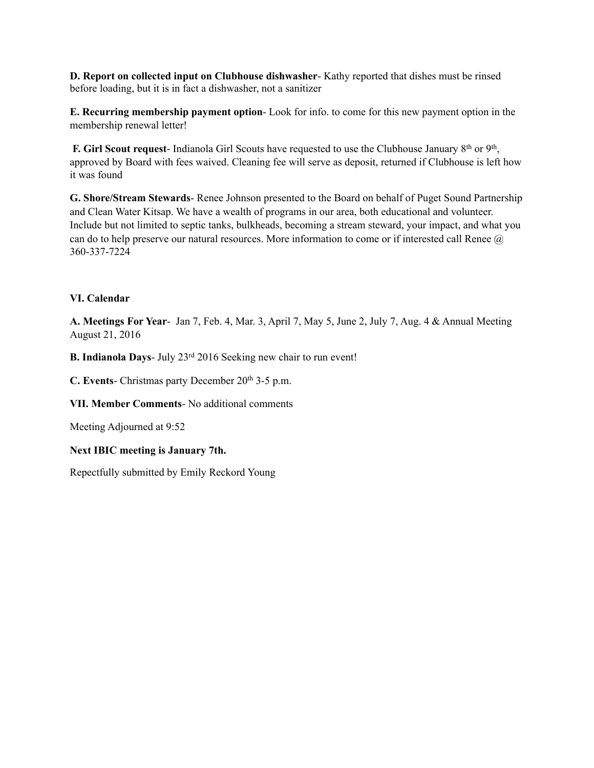**D. Report on collected input on Clubhouse dishwasher**- Kathy reported that dishes must be rinsed before loading, but it is in fact a dishwasher, not a sanitizer

**E. Recurring membership payment option**- Look for info. to come for this new payment option in the membership renewal letter!

**F. Girl Scout request**- Indianola Girl Scouts have requested to use the Clubhouse January 8th or 9th, approved by Board with fees waived. Cleaning fee will serve as deposit, returned if Clubhouse is left how it was found

**G. Shore/Stream Stewards**- Renee Johnson presented to the Board on behalf of Puget Sound Partnership and Clean Water Kitsap. We have a wealth of programs in our area, both educational and volunteer. Include but not limited to septic tanks, bulkheads, becoming a stream steward, your impact, and what you can do to help preserve our natural resources. More information to come or if interested call Renee @ 360-337-7224

**VI. Calendar**

**A. Meetings For Year**- Jan 7, Feb. 4, Mar. 3, April 7, May 5, June 2, July 7, Aug. 4 & Annual Meeting August 21, 2016

**B. Indianola Days**- July 23rd 2016 Seeking new chair to run event!

**C. Events**- Christmas party December 20th 3-5 p.m.

**VII. Member Comments**- No additional comments

Meeting Adjourned at 9:52

**Next IBIC meeting is January 7th.**

Repectfully submitted by Emily Reckord Young